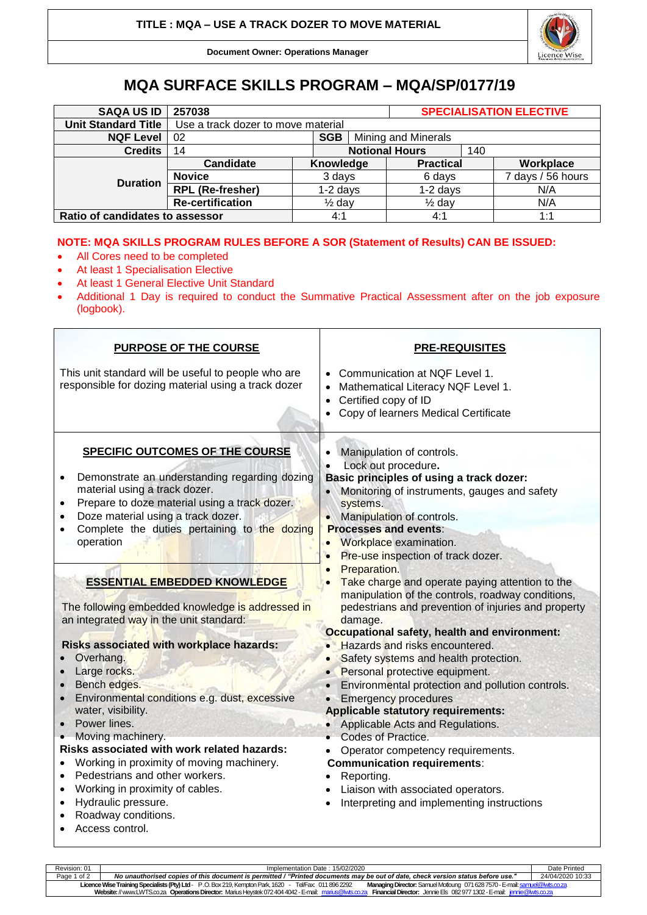**TITLE : MQA – USE A TRACK DOZER TO MOVE MATERIAL**

**Document Owner: Operations Manager**

# MQA SURFACE SKILLS PROGRAM – MQA/SP/0177/19

| **SAQA US ID** | 257038 | | | **SPECIALISATION ELECTIVE** | |
|---|---|---|---|---|---|
| **Unit Standard Title** | Use a track dozer to move material | | | | |
| **NQF Level** | 02 | **SGB** | Mining and Minerals | | |
| **Credits** | 14 | **Notional Hours** | | 140 | |
| **Duration** | **Candidate** | **Knowledge** | **Practical** | | **Workplace** |
| | **Novice** | 3 days | 6 days | | 7 days / 56 hours |
| | **RPL (Re-fresher)** | 1-2 days | 1-2 days | | N/A |
| | **Re-certification** | ½ day | ½ day | | N/A |
| **Ratio of candidates to assessor** | | 4:1 | 4:1 | | 1:1 |

**NOTE: MQA SKILLS PROGRAM RULES BEFORE A SOR (Statement of Results) CAN BE ISSUED:**

- All Cores need to be completed
- At least 1 Specialisation Elective
- At least 1 General Elective Unit Standard
- Additional 1 Day is required to conduct the Summative Practical Assessment after on the job exposure (logbook).

## PURPOSE OF THE COURSE

This unit standard will be useful to people who are responsible for dozing material using a track dozer

## PRE-REQUISITES

- Communication at NQF Level 1.
- Mathematical Literacy NQF Level 1.
- Certified copy of ID
- Copy of learners Medical Certificate

## SPECIFIC OUTCOMES OF THE COURSE

- Demonstrate an understanding regarding dozing material using a track dozer.
- Prepare to doze material using a track dozer.
- Doze material using a track dozer.
- Complete the duties pertaining to the dozing operation

## ESSENTIAL EMBEDDED KNOWLEDGE

The following embedded knowledge is addressed in an integrated way in the unit standard:

**Risks associated with workplace hazards:**

- Overhang.
- Large rocks.
- Bench edges.
- Environmental conditions e.g. dust, excessive water, visibility.
- Power lines.
- Moving machinery.

**Risks associated with work related hazards:**

- Working in proximity of moving machinery.
- Pedestrians and other workers.
- Working in proximity of cables.
- Hydraulic pressure.
- Roadway conditions.
- Access control.

- Manipulation of controls.
- Lock out procedure**.**

**Basic principles of using a track dozer:**

- Monitoring of instruments, gauges and safety systems.
- Manipulation of controls.

**Processes and events**:

- Workplace examination.
- Pre-use inspection of track dozer.
- Preparation.
- Take charge and operate paying attention to the manipulation of the controls, roadway conditions, pedestrians and prevention of injuries and property damage.

**Occupational safety, health and environment:**

- Hazards and risks encountered.
- Safety systems and health protection.
- Personal protective equipment.
- Environmental protection and pollution controls.
- Emergency procedures

**Applicable statutory requirements:**

- Applicable Acts and Regulations.
- Codes of Practice.
- Operator competency requirements.

**Communication requirements**:

- Reporting.
- Liaison with associated operators.
- Interpreting and implementing instructions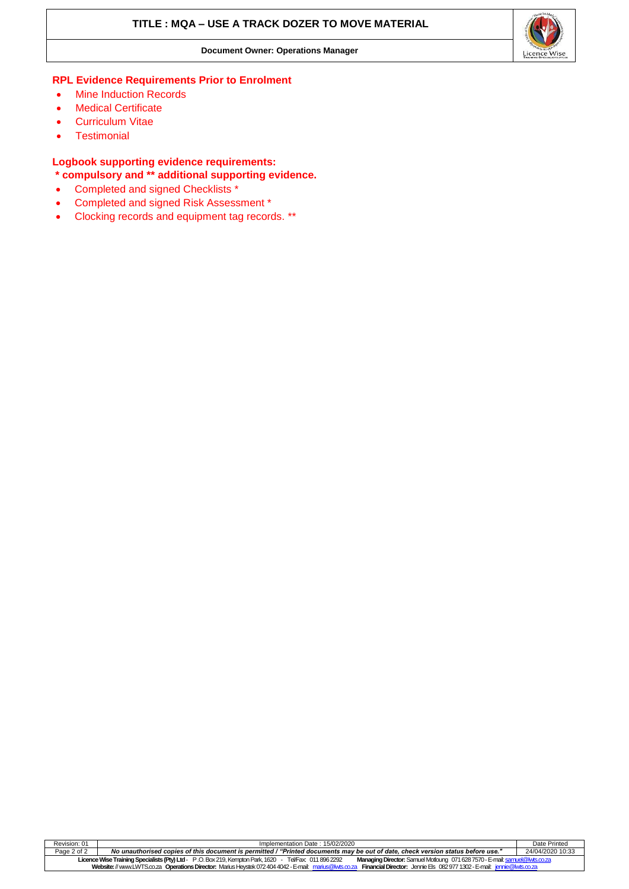### RPL Evidence Requirements Prior to Enrolment

- Mine Induction Records
- Medical Certificate
- Curriculum Vitae
- Testimonial

### Logbook supporting evidence requirements:
### * compulsory and ** additional supporting evidence.

- Completed and signed Checklists *
- Completed and signed Risk Assessment *
- Clocking records and equipment tag records. **